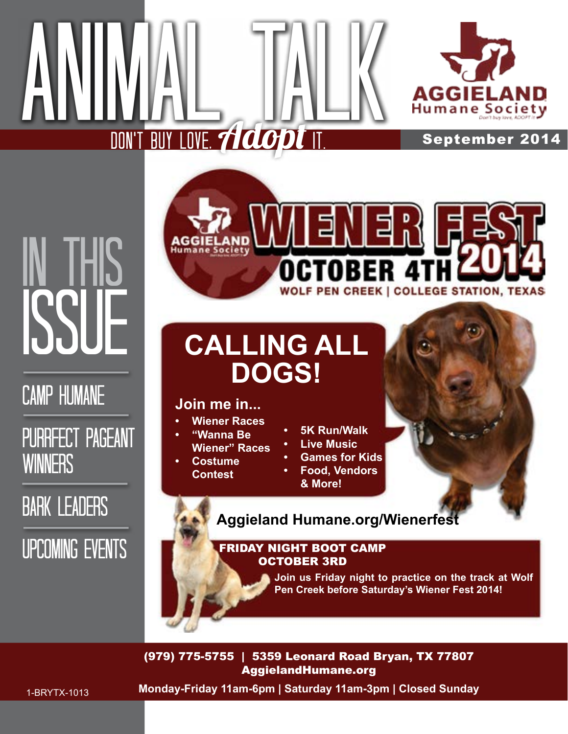# ANIMAL TALK

DON'T BUY LOVE. *Adopt* IT.

AGGIELAND Humane Society

Don't buy love, ADOPT it

September 2014

## IN THIS ISSUE

- CAMP HUMANE
- PURRFECT PAGEANT WINNERS
- BARK LEADERS
- UPCOMING EVENTS

AGGIELAND Humane Society

# WIENER FEST 2014

## OCTOBER 4TH

WOLF PEN CREEK | COLLEGE STATION, TEXAS

## CALLING ALL DOGS!

**Join me in...**

- **Wiener Races**
- **"Wanna Be Wiener" Races**
- **Costume Contest**
- **5K Run/Walk**
- **Live Music**
- **Games for Kids**
- **Food, Vendors & More!**

**Aggieland Humane.org/Wienerfest**

**FRIDAY NIGHT BOOT CAMP**
**OCTOBER 3RD**

**Join us Friday night to practice on the track at Wolf Pen Creek before Saturday's Wiener Fest 2014!**

**(979) 775-5755 | 5359 Leonard Road Bryan, TX 77807**
**AggielandHumane.org**

**Monday-Friday 11am-6pm | Saturday 11am-3pm | Closed Sunday**

1-BRYTX-1013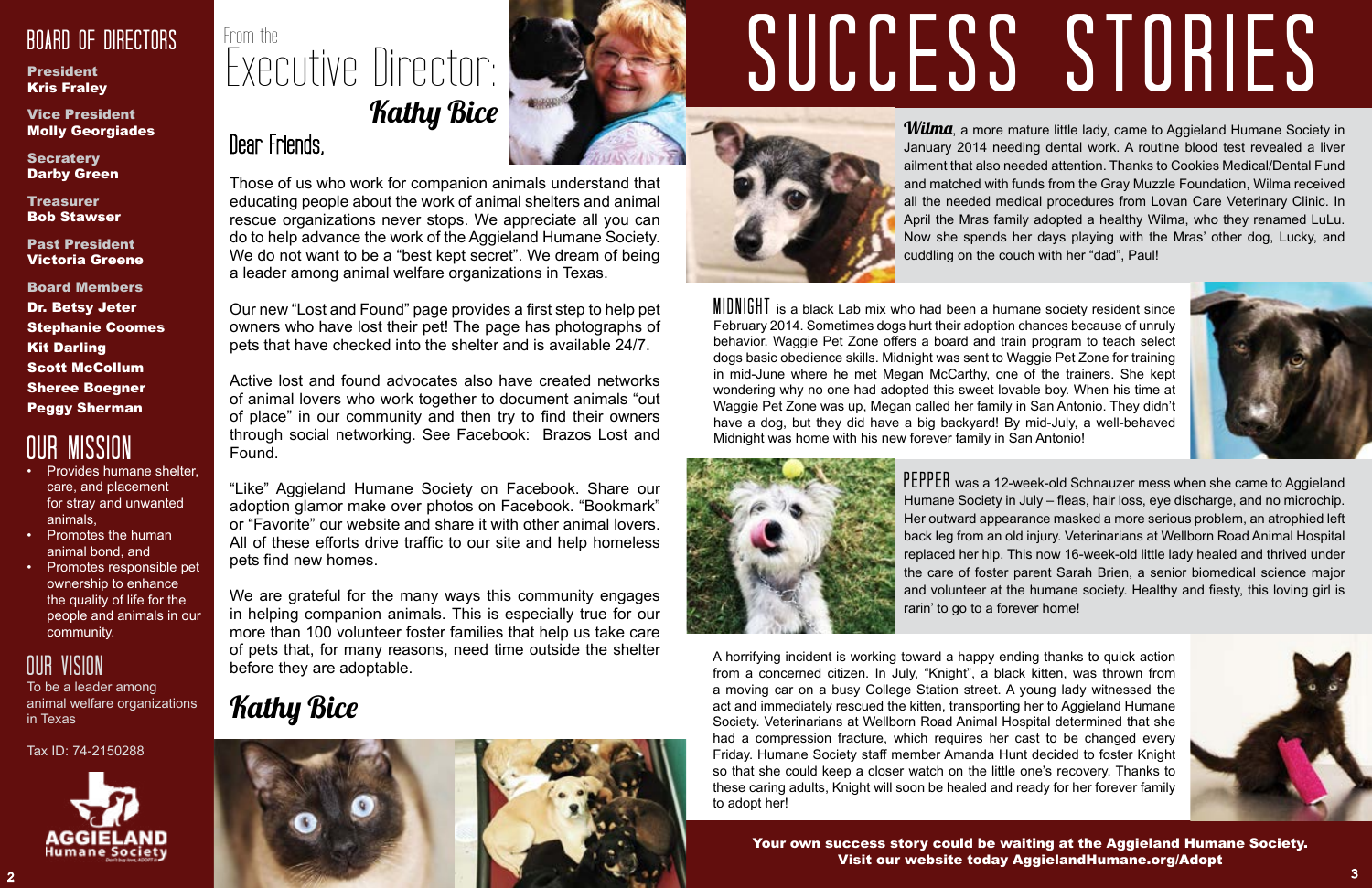## BOARD OF DIRECTORS

**President**
**Kris Fraley**

**Vice President**
**Molly Georgiades**

**Secratery**
**Darby Green**

**Treasurer**
**Bob Stawser**

**Past President**
**Victoria Greene**

**Board Members**
**Dr. Betsy Jeter**
**Stephanie Coomes**
**Kit Darling**
**Scott McCollum**
**Sheree Boegner**
**Peggy Sherman**

## OUR MISSION

- Provides humane shelter, care, and placement for stray and unwanted animals,
- Promotes the human animal bond, and
- Promotes responsible pet ownership to enhance the quality of life for the people and animals in our community.

## OUR VISION

To be a leader among animal welfare organizations in Texas

Tax ID: 74-2150288

AGGIELAND Humane Society

From the

# Executive Director: *Kathy Bice*

Dear Friends,

Those of us who work for companion animals understand that educating people about the work of animal shelters and animal rescue organizations never stops. We appreciate all you can do to help advance the work of the Aggieland Humane Society. We do not want to be a "best kept secret". We dream of being a leader among animal welfare organizations in Texas.

Our new "Lost and Found" page provides a first step to help pet owners who have lost their pet! The page has photographs of pets that have checked into the shelter and is available 24/7.

Active lost and found advocates also have created networks of animal lovers who work together to document animals "out of place" in our community and then try to find their owners through social networking. See Facebook: Brazos Lost and Found.

"Like" Aggieland Humane Society on Facebook. Share our adoption glamor make over photos on Facebook. "Bookmark" or "Favorite" our website and share it with other animal lovers. All of these efforts drive traffic to our site and help homeless pets find new homes.

We are grateful for the many ways this community engages in helping companion animals. This is especially true for our more than 100 volunteer foster families that help us take care of pets that, for many reasons, need time outside the shelter before they are adoptable.

*Kathy Bice*

# SUCCESS STORIES

***Wilma***, a more mature little lady, came to Aggieland Humane Society in January 2014 needing dental work. A routine blood test revealed a liver ailment that also needed attention. Thanks to Cookies Medical/Dental Fund and matched with funds from the Gray Muzzle Foundation, Wilma received all the needed medical procedures from Lovan Care Veterinary Clinic. In April the Mras family adopted a healthy Wilma, who they renamed LuLu. Now she spends her days playing with the Mras' other dog, Lucky, and cuddling on the couch with her "dad", Paul!

MIDNIGHT is a black Lab mix who had been a humane society resident since February 2014. Sometimes dogs hurt their adoption chances because of unruly behavior. Waggie Pet Zone offers a board and train program to teach select dogs basic obedience skills. Midnight was sent to Waggie Pet Zone for training in mid-June where he met Megan McCarthy, one of the trainers. She kept wondering why no one had adopted this sweet lovable boy. When his time at Waggie Pet Zone was up, Megan called her family in San Antonio. They didn't have a dog, but they did have a big backyard! By mid-July, a well-behaved Midnight was home with his new forever family in San Antonio!

PEPPER was a 12-week-old Schnauzer mess when she came to Aggieland Humane Society in July – fleas, hair loss, eye discharge, and no microchip. Her outward appearance masked a more serious problem, an atrophied left back leg from an old injury. Veterinarians at Wellborn Road Animal Hospital replaced her hip. This now 16-week-old little lady healed and thrived under the care of foster parent Sarah Brien, a senior biomedical science major and volunteer at the humane society. Healthy and fiesty, this loving girl is rarin' to go to a forever home!

A horrifying incident is working toward a happy ending thanks to quick action from a concerned citizen. In July, "Knight", a black kitten, was thrown from a moving car on a busy College Station street. A young lady witnessed the act and immediately rescued the kitten, transporting her to Aggieland Humane Society. Veterinarians at Wellborn Road Animal Hospital determined that she had a compression fracture, which requires her cast to be changed every Friday. Humane Society staff member Amanda Hunt decided to foster Knight so that she could keep a closer watch on the little one's recovery. Thanks to these caring adults, Knight will soon be healed and ready for her forever family to adopt her!

**Your own success story could be waiting at the Aggieland Humane Society. Visit our website today AggielandHumane.org/Adopt**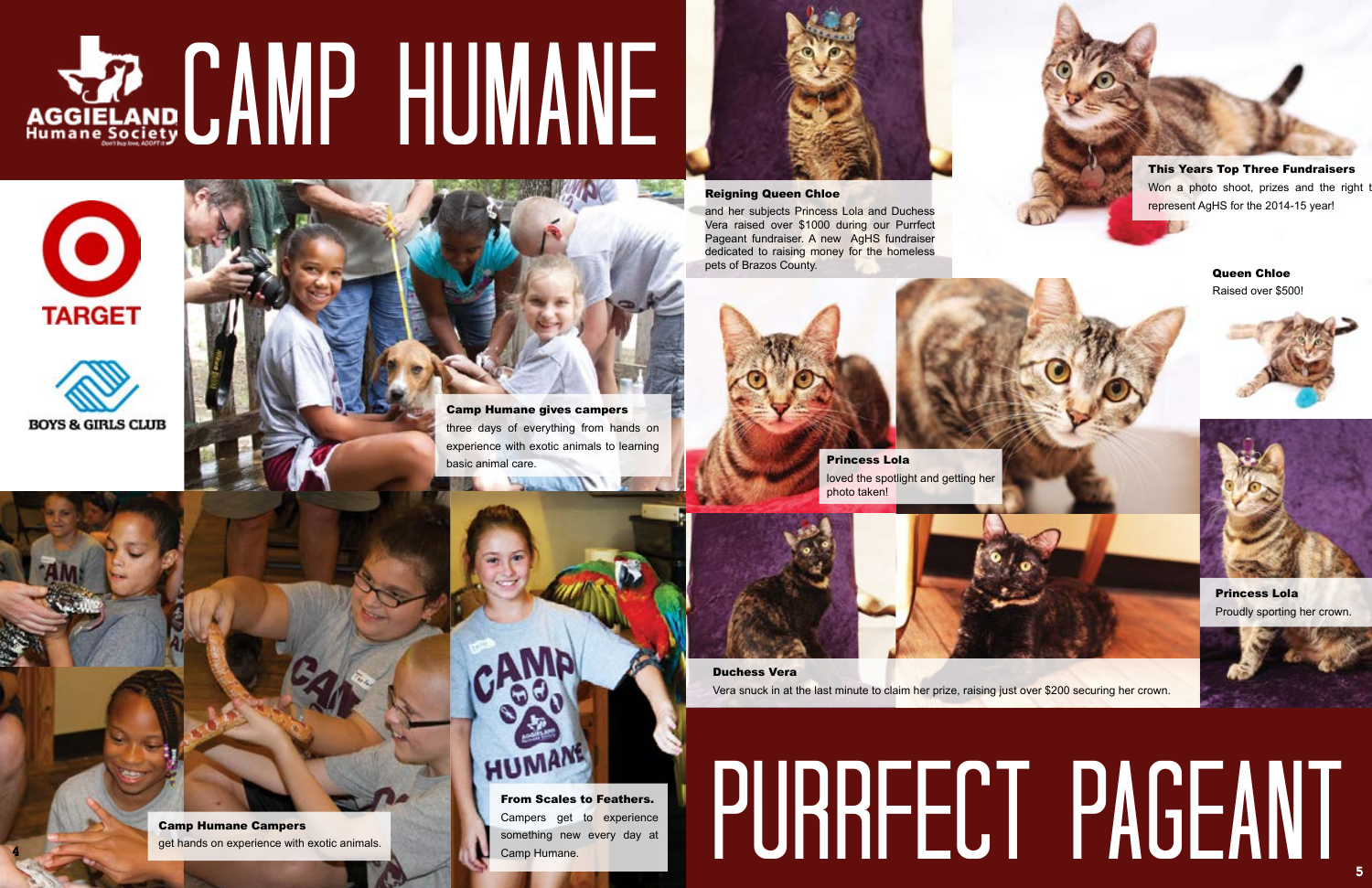# CAMP HUMANE

AGGIELAND Humane Society

TARGET

BOYS & GIRLS CLUB

**Camp Humane gives campers** three days of everything from hands on experience with exotic animals to learning basic animal care.

**Camp Humane Campers** get hands on experience with exotic animals.

**From Scales to Feathers.** Campers get to experience something new every day at Camp Humane.

# PURRFECT PAGEANT

**Reigning Queen Chloe** and her subjects Princess Lola and Duchess Vera raised over $1000 during our Purrfect Pageant fundraiser. A new AgHS fundraiser dedicated to raising money for the homeless pets of Brazos County.

**This Years Top Three Fundraisers** Won a photo shoot, prizes and the right to represent AgHS for the 2014-15 year!

**Queen Chloe** Raised over $500!

**Princess Lola** loved the spotlight and getting her photo taken!

**Princess Lola** Proudly sporting her crown.

**Duchess Vera** Vera snuck in at the last minute to claim her prize, raising just over $200 securing her crown.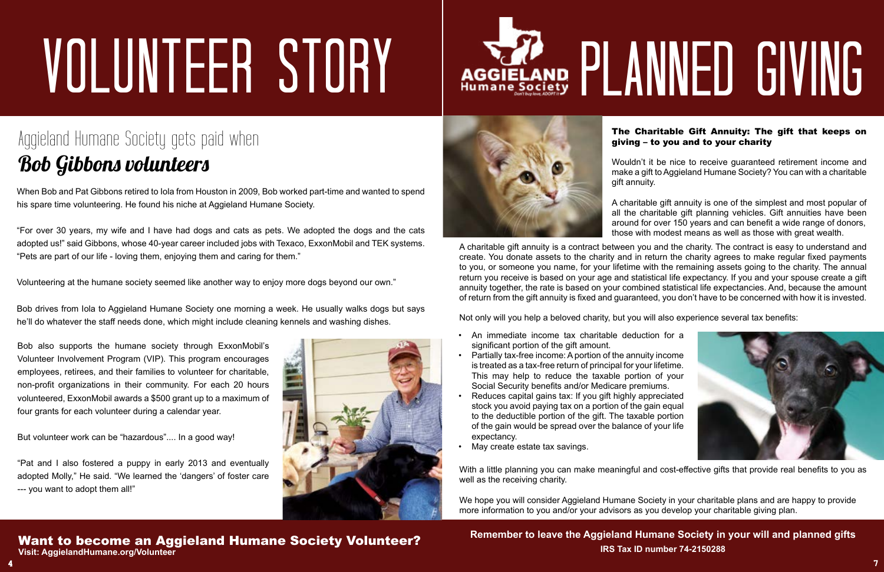# VOLUNTEER STORY

## Aggieland Humane Society gets paid when *Bob Gibbons volunteers*

When Bob and Pat Gibbons retired to Iola from Houston in 2009, Bob worked part-time and wanted to spend his spare time volunteering. He found his niche at Aggieland Humane Society.

"For over 30 years, my wife and I have had dogs and cats as pets. We adopted the dogs and the cats adopted us!" said Gibbons, whose 40-year career included jobs with Texaco, ExxonMobil and TEK systems. "Pets are part of our life - loving them, enjoying them and caring for them."

Volunteering at the humane society seemed like another way to enjoy more dogs beyond our own."

Bob drives from Iola to Aggieland Humane Society one morning a week. He usually walks dogs but says he'll do whatever the staff needs done, which might include cleaning kennels and washing dishes.

Bob also supports the humane society through ExxonMobil's Volunteer Involvement Program (VIP). This program encourages employees, retirees, and their families to volunteer for charitable, non-profit organizations in their community. For each 20 hours volunteered, ExxonMobil awards a $500 grant up to a maximum of four grants for each volunteer during a calendar year.

But volunteer work can be "hazardous".... In a good way!

"Pat and I also fostered a puppy in early 2013 and eventually adopted Molly," He said. "We learned the 'dangers' of foster care --- you want to adopt them all!"

**Want to become an Aggieland Humane Society Volunteer?**
**Visit: AggielandHumane.org/Volunteer**

# PLANNED GIVING

### The Charitable Gift Annuity: The gift that keeps on giving – to you and to your charity

Wouldn't it be nice to receive guaranteed retirement income and make a gift to Aggieland Humane Society? You can with a charitable gift annuity.

A charitable gift annuity is one of the simplest and most popular of all the charitable gift planning vehicles. Gift annuities have been around for over 150 years and can benefit a wide range of donors, those with modest means as well as those with great wealth.

A charitable gift annuity is a contract between you and the charity. The contract is easy to understand and create. You donate assets to the charity and in return the charity agrees to make regular fixed payments to you, or someone you name, for your lifetime with the remaining assets going to the charity. The annual return you receive is based on your age and statistical life expectancy. If you and your spouse create a gift annuity together, the rate is based on your combined statistical life expectancies. And, because the amount of return from the gift annuity is fixed and guaranteed, you don't have to be concerned with how it is invested.

Not only will you help a beloved charity, but you will also experience several tax benefits:

- An immediate income tax charitable deduction for a significant portion of the gift amount.
- Partially tax-free income: A portion of the annuity income is treated as a tax-free return of principal for your lifetime. This may help to reduce the taxable portion of your Social Security benefits and/or Medicare premiums.
- Reduces capital gains tax: If you gift highly appreciated stock you avoid paying tax on a portion of the gain equal to the deductible portion of the gift. The taxable portion of the gain would be spread over the balance of your life expectancy.
- May create estate tax savings.

With a little planning you can make meaningful and cost-effective gifts that provide real benefits to you as well as the receiving charity.

We hope you will consider Aggieland Humane Society in your charitable plans and are happy to provide more information to you and/or your advisors as you develop your charitable giving plan.

**Remember to leave the Aggieland Humane Society in your will and planned gifts**
**IRS Tax ID number 74-2150288**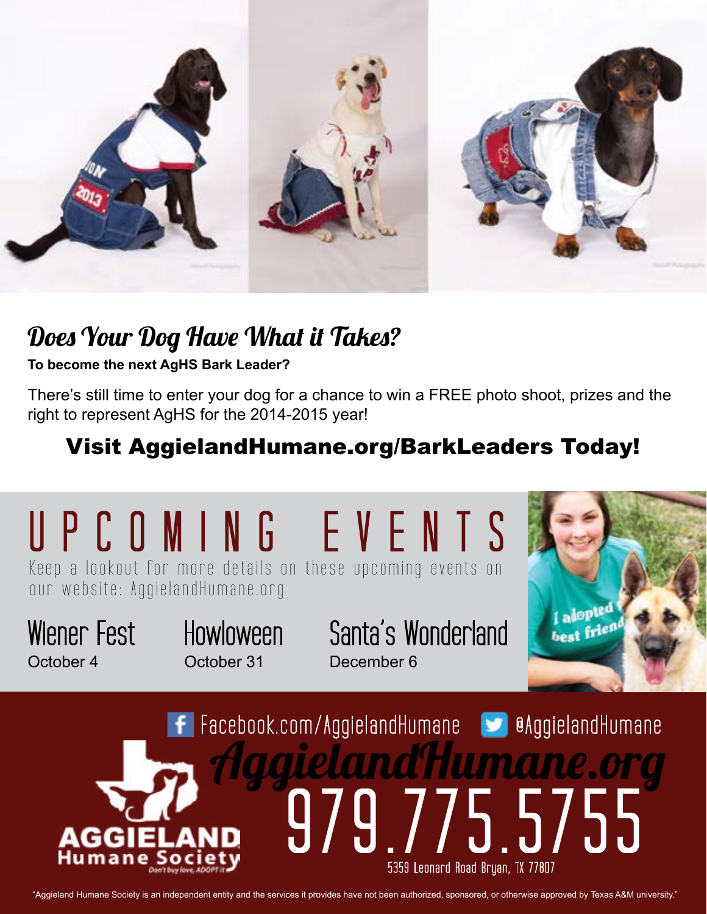## Does Your Dog Have What it Takes?

**To become the next AgHS Bark Leader?**

There's still time to enter your dog for a chance to win a FREE photo shoot, prizes and the right to represent AgHS for the 2014-2015 year!

### Visit AggielandHumane.org/BarkLeaders Today!

## UPCOMING EVENTS

Keep a lookout for more details on these upcoming events on our website: AggielandHumane.org

**Wiener Fest**
October 4

**Howloween**
October 31

**Santa's Wonderland**
December 6

Facebook.com/AggielandHumane @AggielandHumane

AggielandHumane.org

979.775.5755

5359 Leonard Road Bryan, TX 77807

AGGIELAND Humane Society

Don't buy love, ADOPT it

"Aggieland Humane Society is an independent entity and the services it provides have not been authorized, sponsored, or otherwise approved by Texas A&M university."